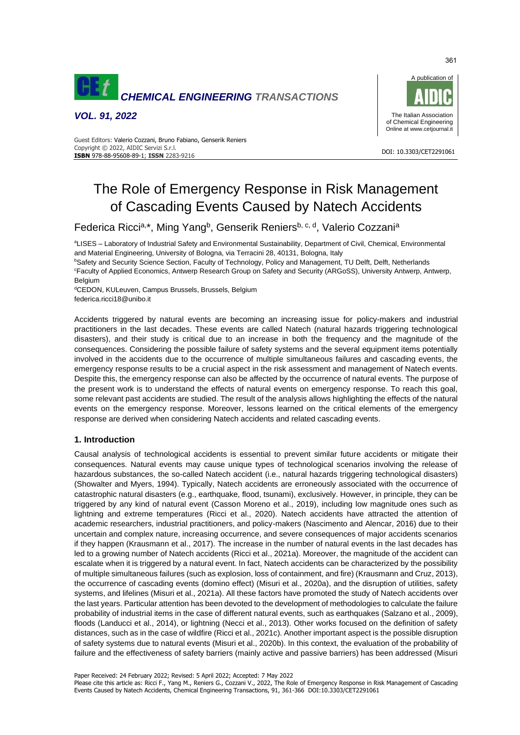# The Role of Emergency Response in Risk Management of Cascading Events Caused by Natech Accidents

Federica Ricci[a,*], Ming Yang[b], Genserik Reniers[b, c, d], Valerio Cozzani[a]

[a]LISES – Laboratory of Industrial Safety and Environmental Sustainability, Department of Civil, Chemical, Environmental and Material Engineering, University of Bologna, via Terracini 28, 40131, Bologna, Italy

[b]Safety and Security Science Section, Faculty of Technology, Policy and Management, TU Delft, Delft, Netherlands

[c]Faculty of Applied Economics, Antwerp Research Group on Safety and Security (ARGoSS), University Antwerp, Antwerp, Belgium

[d]CEDON, KULeuven, Campus Brussels, Brussels, Belgium

federica.ricci18@unibo.it

Accidents triggered by natural events are becoming an increasing issue for policy-makers and industrial practitioners in the last decades. These events are called Natech (natural hazards triggering technological disasters), and their study is critical due to an increase in both the frequency and the magnitude of the consequences. Considering the possible failure of safety systems and the several equipment items potentially involved in the accidents due to the occurrence of multiple simultaneous failures and cascading events, the emergency response results to be a crucial aspect in the risk assessment and management of Natech events. Despite this, the emergency response can also be affected by the occurrence of natural events. The purpose of the present work is to understand the effects of natural events on emergency response. To reach this goal, some relevant past accidents are studied. The result of the analysis allows highlighting the effects of the natural events on the emergency response. Moreover, lessons learned on the critical elements of the emergency response are derived when considering Natech accidents and related cascading events.

## 1. Introduction

Causal analysis of technological accidents is essential to prevent similar future accidents or mitigate their consequences. Natural events may cause unique types of technological scenarios involving the release of hazardous substances, the so-called Natech accident (i.e., natural hazards triggering technological disasters) (Showalter and Myers, 1994). Typically, Natech accidents are erroneously associated with the occurrence of catastrophic natural disasters (e.g., earthquake, flood, tsunami), exclusively. However, in principle, they can be triggered by any kind of natural event (Casson Moreno et al., 2019), including low magnitude ones such as lightning and extreme temperatures (Ricci et al., 2020). Natech accidents have attracted the attention of academic researchers, industrial practitioners, and policy-makers (Nascimento and Alencar, 2016) due to their uncertain and complex nature, increasing occurrence, and severe consequences of major accidents scenarios if they happen (Krausmann et al., 2017). The increase in the number of natural events in the last decades has led to a growing number of Natech accidents (Ricci et al., 2021a). Moreover, the magnitude of the accident can escalate when it is triggered by a natural event. In fact, Natech accidents can be characterized by the possibility of multiple simultaneous failures (such as explosion, loss of containment, and fire) (Krausmann and Cruz, 2013), the occurrence of cascading events (domino effect) (Misuri et al., 2020a), and the disruption of utilities, safety systems, and lifelines (Misuri et al., 2021a). All these factors have promoted the study of Natech accidents over the last years. Particular attention has been devoted to the development of methodologies to calculate the failure probability of industrial items in the case of different natural events, such as earthquakes (Salzano et al., 2009), floods (Landucci et al., 2014), or lightning (Necci et al., 2013). Other works focused on the definition of safety distances, such as in the case of wildfire (Ricci et al., 2021c). Another important aspect is the possible disruption of safety systems due to natural events (Misuri et al., 2020b). In this context, the evaluation of the probability of failure and the effectiveness of safety barriers (mainly active and passive barriers) has been addressed (Misuri

Paper Received: 24 February 2022; Revised: 5 April 2022; Accepted: 7 May 2022

Please cite this article as: Ricci F., Yang M., Reniers G., Cozzani V., 2022, The Role of Emergency Response in Risk Management of Cascading Events Caused by Natech Accidents, Chemical Engineering Transactions, 91, 361-366 DOI:10.3303/CET2291061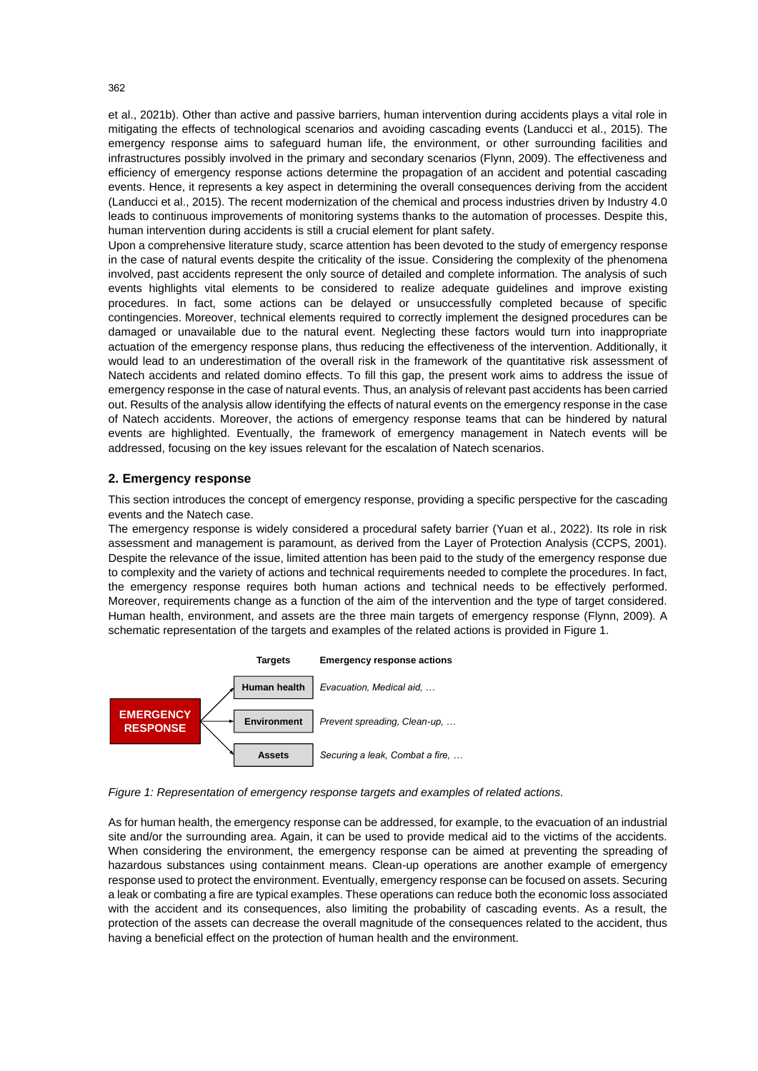et al., 2021b). Other than active and passive barriers, human intervention during accidents plays a vital role in mitigating the effects of technological scenarios and avoiding cascading events (Landucci et al., 2015). The emergency response aims to safeguard human life, the environment, or other surrounding facilities and infrastructures possibly involved in the primary and secondary scenarios (Flynn, 2009). The effectiveness and efficiency of emergency response actions determine the propagation of an accident and potential cascading events. Hence, it represents a key aspect in determining the overall consequences deriving from the accident (Landucci et al., 2015). The recent modernization of the chemical and process industries driven by Industry 4.0 leads to continuous improvements of monitoring systems thanks to the automation of processes. Despite this, human intervention during accidents is still a crucial element for plant safety.

Upon a comprehensive literature study, scarce attention has been devoted to the study of emergency response in the case of natural events despite the criticality of the issue. Considering the complexity of the phenomena involved, past accidents represent the only source of detailed and complete information. The analysis of such events highlights vital elements to be considered to realize adequate guidelines and improve existing procedures. In fact, some actions can be delayed or unsuccessfully completed because of specific contingencies. Moreover, technical elements required to correctly implement the designed procedures can be damaged or unavailable due to the natural event. Neglecting these factors would turn into inappropriate actuation of the emergency response plans, thus reducing the effectiveness of the intervention. Additionally, it would lead to an underestimation of the overall risk in the framework of the quantitative risk assessment of Natech accidents and related domino effects. To fill this gap, the present work aims to address the issue of emergency response in the case of natural events. Thus, an analysis of relevant past accidents has been carried out. Results of the analysis allow identifying the effects of natural events on the emergency response in the case of Natech accidents. Moreover, the actions of emergency response teams that can be hindered by natural events are highlighted. Eventually, the framework of emergency management in Natech events will be addressed, focusing on the key issues relevant for the escalation of Natech scenarios.

## 2. Emergency response

This section introduces the concept of emergency response, providing a specific perspective for the cascading events and the Natech case.

The emergency response is widely considered a procedural safety barrier (Yuan et al., 2022). Its role in risk assessment and management is paramount, as derived from the Layer of Protection Analysis (CCPS, 2001). Despite the relevance of the issue, limited attention has been paid to the study of the emergency response due to complexity and the variety of actions and technical requirements needed to complete the procedures. In fact, the emergency response requires both human actions and technical needs to be effectively performed. Moreover, requirements change as a function of the aim of the intervention and the type of target considered. Human health, environment, and assets are the three main targets of emergency response (Flynn, 2009). A schematic representation of the targets and examples of the related actions is provided in Figure 1.

| Targets | Emergency response actions |
| --- | --- |
| Human health | *Evacuation, Medical aid, …* |
| Environment | *Prevent spreading, Clean-up, …* |
| Assets | *Securing a leak, Combat a fire, …* |

*Figure 1: Representation of emergency response targets and examples of related actions.*

As for human health, the emergency response can be addressed, for example, to the evacuation of an industrial site and/or the surrounding area. Again, it can be used to provide medical aid to the victims of the accidents. When considering the environment, the emergency response can be aimed at preventing the spreading of hazardous substances using containment means. Clean-up operations are another example of emergency response used to protect the environment. Eventually, emergency response can be focused on assets. Securing a leak or combating a fire are typical examples. These operations can reduce both the economic loss associated with the accident and its consequences, also limiting the probability of cascading events. As a result, the protection of the assets can decrease the overall magnitude of the consequences related to the accident, thus having a beneficial effect on the protection of human health and the environment.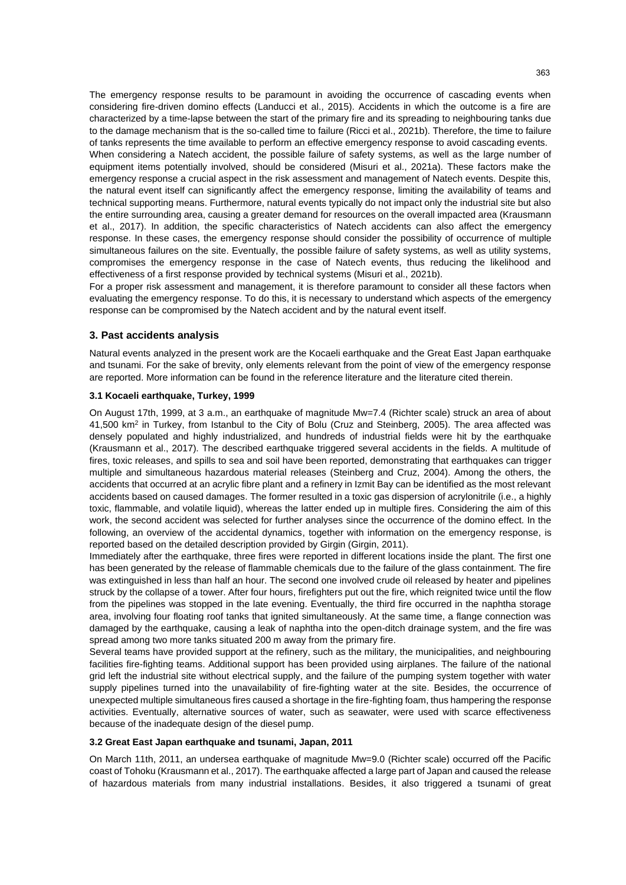The emergency response results to be paramount in avoiding the occurrence of cascading events when considering fire-driven domino effects (Landucci et al., 2015). Accidents in which the outcome is a fire are characterized by a time-lapse between the start of the primary fire and its spreading to neighbouring tanks due to the damage mechanism that is the so-called time to failure (Ricci et al., 2021b). Therefore, the time to failure of tanks represents the time available to perform an effective emergency response to avoid cascading events.
When considering a Natech accident, the possible failure of safety systems, as well as the large number of equipment items potentially involved, should be considered (Misuri et al., 2021a). These factors make the emergency response a crucial aspect in the risk assessment and management of Natech events. Despite this, the natural event itself can significantly affect the emergency response, limiting the availability of teams and technical supporting means. Furthermore, natural events typically do not impact only the industrial site but also the entire surrounding area, causing a greater demand for resources on the overall impacted area (Krausmann et al., 2017). In addition, the specific characteristics of Natech accidents can also affect the emergency response. In these cases, the emergency response should consider the possibility of occurrence of multiple simultaneous failures on the site. Eventually, the possible failure of safety systems, as well as utility systems, compromises the emergency response in the case of Natech events, thus reducing the likelihood and effectiveness of a first response provided by technical systems (Misuri et al., 2021b).
For a proper risk assessment and management, it is therefore paramount to consider all these factors when evaluating the emergency response. To do this, it is necessary to understand which aspects of the emergency response can be compromised by the Natech accident and by the natural event itself.

## 3. Past accidents analysis

Natural events analyzed in the present work are the Kocaeli earthquake and the Great East Japan earthquake and tsunami. For the sake of brevity, only elements relevant from the point of view of the emergency response are reported. More information can be found in the reference literature and the literature cited therein.

### 3.1 Kocaeli earthquake, Turkey, 1999

On August 17th, 1999, at 3 a.m., an earthquake of magnitude Mw=7.4 (Richter scale) struck an area of about 41,500 km$^2$ in Turkey, from Istanbul to the City of Bolu (Cruz and Steinberg, 2005). The area affected was densely populated and highly industrialized, and hundreds of industrial fields were hit by the earthquake (Krausmann et al., 2017). The described earthquake triggered several accidents in the fields. A multitude of fires, toxic releases, and spills to sea and soil have been reported, demonstrating that earthquakes can trigger multiple and simultaneous hazardous material releases (Steinberg and Cruz, 2004). Among the others, the accidents that occurred at an acrylic fibre plant and a refinery in Izmit Bay can be identified as the most relevant accidents based on caused damages. The former resulted in a toxic gas dispersion of acrylonitrile (i.e., a highly toxic, flammable, and volatile liquid), whereas the latter ended up in multiple fires. Considering the aim of this work, the second accident was selected for further analyses since the occurrence of the domino effect. In the following, an overview of the accidental dynamics, together with information on the emergency response, is reported based on the detailed description provided by Girgin (Girgin, 2011).
Immediately after the earthquake, three fires were reported in different locations inside the plant. The first one has been generated by the release of flammable chemicals due to the failure of the glass containment. The fire was extinguished in less than half an hour. The second one involved crude oil released by heater and pipelines struck by the collapse of a tower. After four hours, firefighters put out the fire, which reignited twice until the flow from the pipelines was stopped in the late evening. Eventually, the third fire occurred in the naphtha storage area, involving four floating roof tanks that ignited simultaneously. At the same time, a flange connection was damaged by the earthquake, causing a leak of naphtha into the open-ditch drainage system, and the fire was spread among two more tanks situated 200 m away from the primary fire.
Several teams have provided support at the refinery, such as the military, the municipalities, and neighbouring facilities fire-fighting teams. Additional support has been provided using airplanes. The failure of the national grid left the industrial site without electrical supply, and the failure of the pumping system together with water supply pipelines turned into the unavailability of fire-fighting water at the site. Besides, the occurrence of unexpected multiple simultaneous fires caused a shortage in the fire-fighting foam, thus hampering the response activities. Eventually, alternative sources of water, such as seawater, were used with scarce effectiveness because of the inadequate design of the diesel pump.

### 3.2 Great East Japan earthquake and tsunami, Japan, 2011

On March 11th, 2011, an undersea earthquake of magnitude Mw=9.0 (Richter scale) occurred off the Pacific coast of Tohoku (Krausmann et al., 2017). The earthquake affected a large part of Japan and caused the release of hazardous materials from many industrial installations. Besides, it also triggered a tsunami of great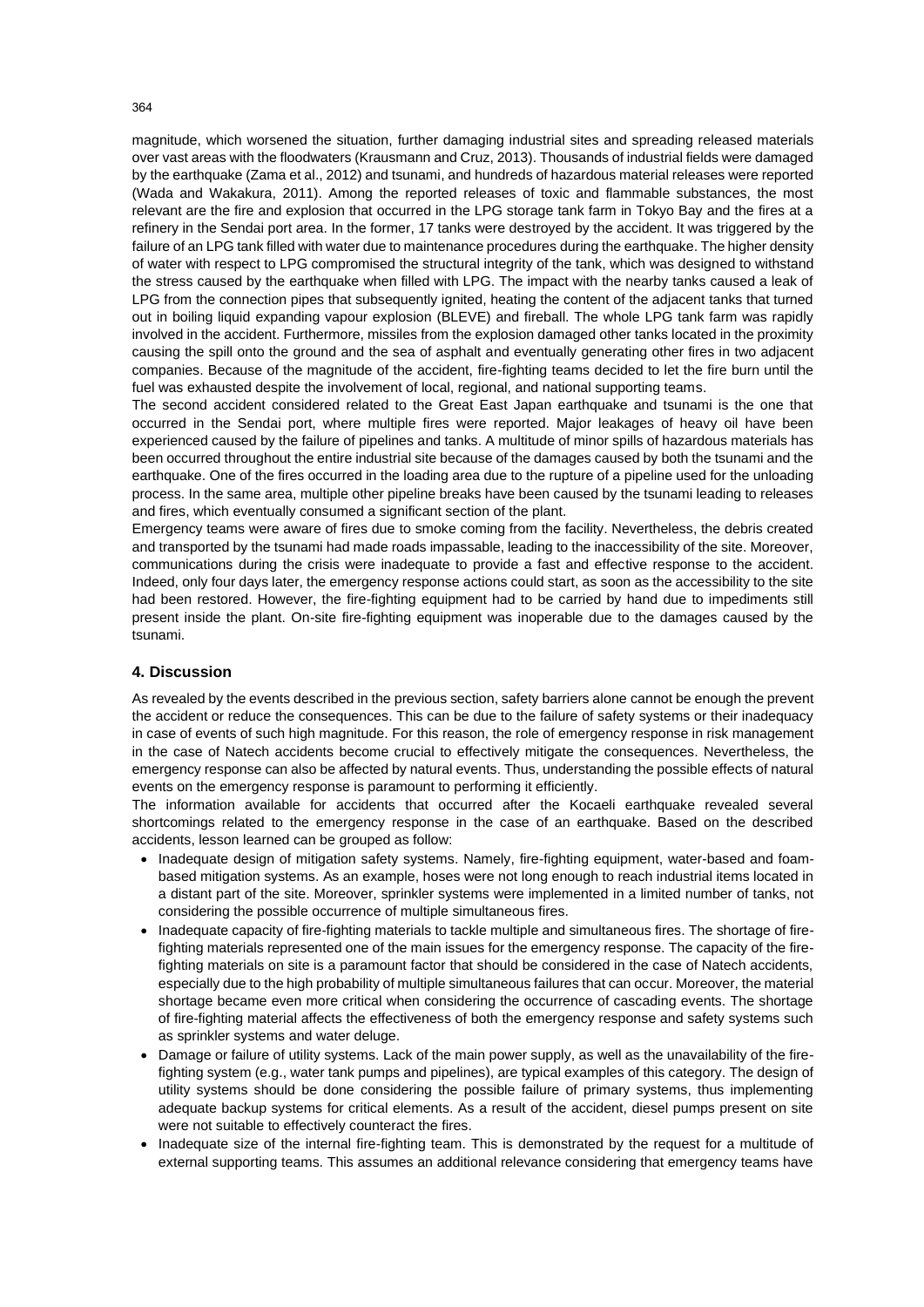magnitude, which worsened the situation, further damaging industrial sites and spreading released materials over vast areas with the floodwaters (Krausmann and Cruz, 2013). Thousands of industrial fields were damaged by the earthquake (Zama et al., 2012) and tsunami, and hundreds of hazardous material releases were reported (Wada and Wakakura, 2011). Among the reported releases of toxic and flammable substances, the most relevant are the fire and explosion that occurred in the LPG storage tank farm in Tokyo Bay and the fires at a refinery in the Sendai port area. In the former, 17 tanks were destroyed by the accident. It was triggered by the failure of an LPG tank filled with water due to maintenance procedures during the earthquake. The higher density of water with respect to LPG compromised the structural integrity of the tank, which was designed to withstand the stress caused by the earthquake when filled with LPG. The impact with the nearby tanks caused a leak of LPG from the connection pipes that subsequently ignited, heating the content of the adjacent tanks that turned out in boiling liquid expanding vapour explosion (BLEVE) and fireball. The whole LPG tank farm was rapidly involved in the accident. Furthermore, missiles from the explosion damaged other tanks located in the proximity causing the spill onto the ground and the sea of asphalt and eventually generating other fires in two adjacent companies. Because of the magnitude of the accident, fire-fighting teams decided to let the fire burn until the fuel was exhausted despite the involvement of local, regional, and national supporting teams.

The second accident considered related to the Great East Japan earthquake and tsunami is the one that occurred in the Sendai port, where multiple fires were reported. Major leakages of heavy oil have been experienced caused by the failure of pipelines and tanks. A multitude of minor spills of hazardous materials has been occurred throughout the entire industrial site because of the damages caused by both the tsunami and the earthquake. One of the fires occurred in the loading area due to the rupture of a pipeline used for the unloading process. In the same area, multiple other pipeline breaks have been caused by the tsunami leading to releases and fires, which eventually consumed a significant section of the plant.

Emergency teams were aware of fires due to smoke coming from the facility. Nevertheless, the debris created and transported by the tsunami had made roads impassable, leading to the inaccessibility of the site. Moreover, communications during the crisis were inadequate to provide a fast and effective response to the accident. Indeed, only four days later, the emergency response actions could start, as soon as the accessibility to the site had been restored. However, the fire-fighting equipment had to be carried by hand due to impediments still present inside the plant. On-site fire-fighting equipment was inoperable due to the damages caused by the tsunami.

## 4. Discussion

As revealed by the events described in the previous section, safety barriers alone cannot be enough the prevent the accident or reduce the consequences. This can be due to the failure of safety systems or their inadequacy in case of events of such high magnitude. For this reason, the role of emergency response in risk management in the case of Natech accidents become crucial to effectively mitigate the consequences. Nevertheless, the emergency response can also be affected by natural events. Thus, understanding the possible effects of natural events on the emergency response is paramount to performing it efficiently.

The information available for accidents that occurred after the Kocaeli earthquake revealed several shortcomings related to the emergency response in the case of an earthquake. Based on the described accidents, lesson learned can be grouped as follow:

- Inadequate design of mitigation safety systems. Namely, fire-fighting equipment, water-based and foam-based mitigation systems. As an example, hoses were not long enough to reach industrial items located in a distant part of the site. Moreover, sprinkler systems were implemented in a limited number of tanks, not considering the possible occurrence of multiple simultaneous fires.
- Inadequate capacity of fire-fighting materials to tackle multiple and simultaneous fires. The shortage of fire-fighting materials represented one of the main issues for the emergency response. The capacity of the fire-fighting materials on site is a paramount factor that should be considered in the case of Natech accidents, especially due to the high probability of multiple simultaneous failures that can occur. Moreover, the material shortage became even more critical when considering the occurrence of cascading events. The shortage of fire-fighting material affects the effectiveness of both the emergency response and safety systems such as sprinkler systems and water deluge.
- Damage or failure of utility systems. Lack of the main power supply, as well as the unavailability of the fire-fighting system (e.g., water tank pumps and pipelines), are typical examples of this category. The design of utility systems should be done considering the possible failure of primary systems, thus implementing adequate backup systems for critical elements. As a result of the accident, diesel pumps present on site were not suitable to effectively counteract the fires.
- Inadequate size of the internal fire-fighting team. This is demonstrated by the request for a multitude of external supporting teams. This assumes an additional relevance considering that emergency teams have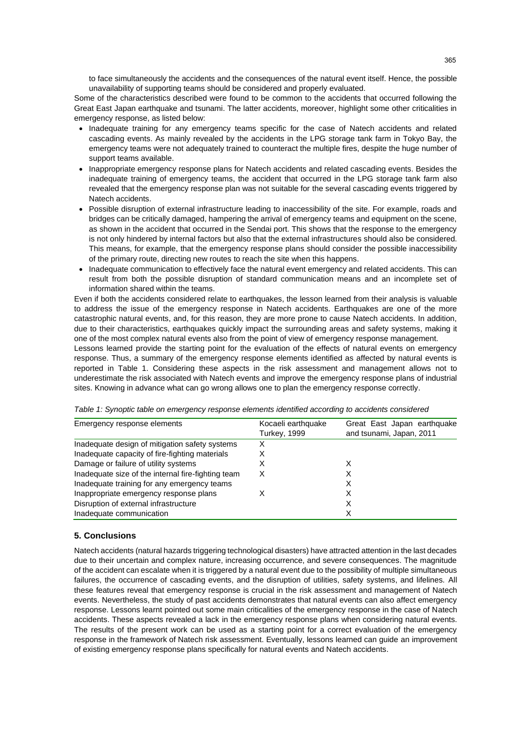to face simultaneously the accidents and the consequences of the natural event itself. Hence, the possible unavailability of supporting teams should be considered and properly evaluated.

Some of the characteristics described were found to be common to the accidents that occurred following the Great East Japan earthquake and tsunami. The latter accidents, moreover, highlight some other criticalities in emergency response, as listed below:

- Inadequate training for any emergency teams specific for the case of Natech accidents and related cascading events. As mainly revealed by the accidents in the LPG storage tank farm in Tokyo Bay, the emergency teams were not adequately trained to counteract the multiple fires, despite the huge number of support teams available.
- Inappropriate emergency response plans for Natech accidents and related cascading events. Besides the inadequate training of emergency teams, the accident that occurred in the LPG storage tank farm also revealed that the emergency response plan was not suitable for the several cascading events triggered by Natech accidents.
- Possible disruption of external infrastructure leading to inaccessibility of the site. For example, roads and bridges can be critically damaged, hampering the arrival of emergency teams and equipment on the scene, as shown in the accident that occurred in the Sendai port. This shows that the response to the emergency is not only hindered by internal factors but also that the external infrastructures should also be considered. This means, for example, that the emergency response plans should consider the possible inaccessibility of the primary route, directing new routes to reach the site when this happens.
- Inadequate communication to effectively face the natural event emergency and related accidents. This can result from both the possible disruption of standard communication means and an incomplete set of information shared within the teams.

Even if both the accidents considered relate to earthquakes, the lesson learned from their analysis is valuable to address the issue of the emergency response in Natech accidents. Earthquakes are one of the more catastrophic natural events, and, for this reason, they are more prone to cause Natech accidents. In addition, due to their characteristics, earthquakes quickly impact the surrounding areas and safety systems, making it one of the most complex natural events also from the point of view of emergency response management.

Lessons learned provide the starting point for the evaluation of the effects of natural events on emergency response. Thus, a summary of the emergency response elements identified as affected by natural events is reported in Table 1. Considering these aspects in the risk assessment and management allows not to underestimate the risk associated with Natech events and improve the emergency response plans of industrial sites. Knowing in advance what can go wrong allows one to plan the emergency response correctly.

*Table 1: Synoptic table on emergency response elements identified according to accidents considered*

| Emergency response elements | Kocaeli earthquake Turkey, 1999 | Great East Japan earthquake and tsunami, Japan, 2011 |
|---|---|---|
| Inadequate design of mitigation safety systems | X | |
| Inadequate capacity of fire-fighting materials | X | |
| Damage or failure of utility systems | X | X |
| Inadequate size of the internal fire-fighting team | X | X |
| Inadequate training for any emergency teams | | X |
| Inappropriate emergency response plans | X | X |
| Disruption of external infrastructure | | X |
| Inadequate communication | | X |

## 5. Conclusions

Natech accidents (natural hazards triggering technological disasters) have attracted attention in the last decades due to their uncertain and complex nature, increasing occurrence, and severe consequences. The magnitude of the accident can escalate when it is triggered by a natural event due to the possibility of multiple simultaneous failures, the occurrence of cascading events, and the disruption of utilities, safety systems, and lifelines. All these features reveal that emergency response is crucial in the risk assessment and management of Natech events. Nevertheless, the study of past accidents demonstrates that natural events can also affect emergency response. Lessons learnt pointed out some main criticalities of the emergency response in the case of Natech accidents. These aspects revealed a lack in the emergency response plans when considering natural events. The results of the present work can be used as a starting point for a correct evaluation of the emergency response in the framework of Natech risk assessment. Eventually, lessons learned can guide an improvement of existing emergency response plans specifically for natural events and Natech accidents.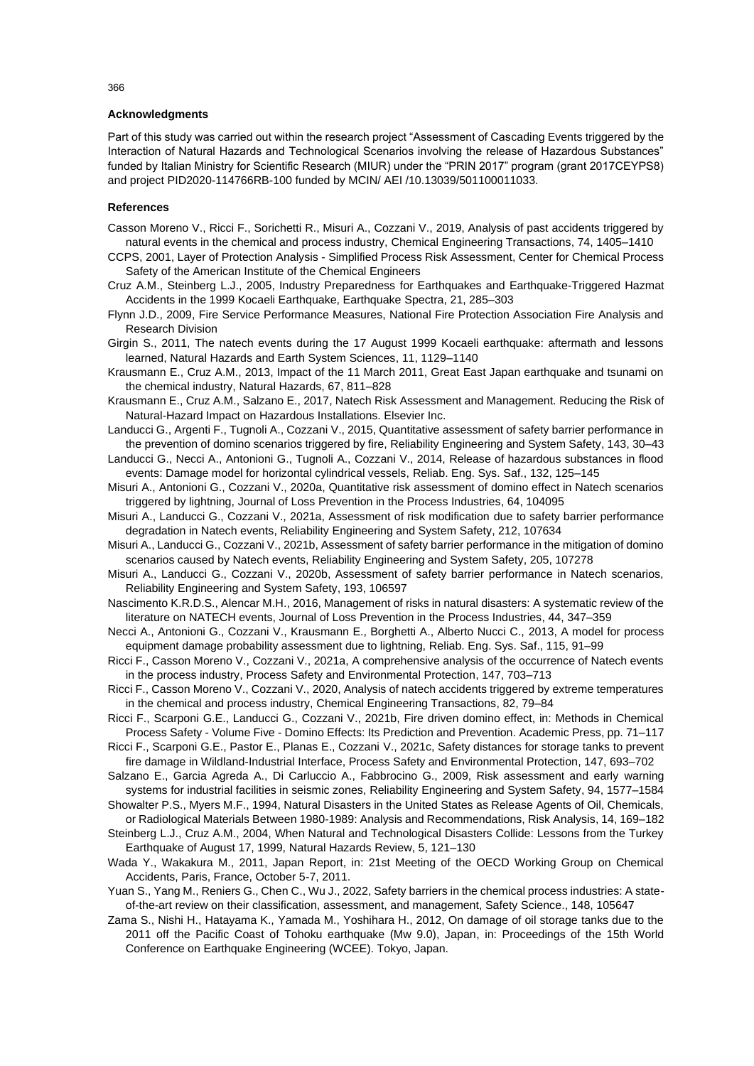## Acknowledgments

Part of this study was carried out within the research project "Assessment of Cascading Events triggered by the Interaction of Natural Hazards and Technological Scenarios involving the release of Hazardous Substances" funded by Italian Ministry for Scientific Research (MIUR) under the "PRIN 2017" program (grant 2017CEYPS8) and project PID2020-114766RB-100 funded by MCIN/ AEI /10.13039/501100011033.

## References

Casson Moreno V., Ricci F., Sorichetti R., Misuri A., Cozzani V., 2019, Analysis of past accidents triggered by natural events in the chemical and process industry, Chemical Engineering Transactions, 74, 1405–1410

CCPS, 2001, Layer of Protection Analysis - Simplified Process Risk Assessment, Center for Chemical Process Safety of the American Institute of the Chemical Engineers

Cruz A.M., Steinberg L.J., 2005, Industry Preparedness for Earthquakes and Earthquake-Triggered Hazmat Accidents in the 1999 Kocaeli Earthquake, Earthquake Spectra, 21, 285–303

Flynn J.D., 2009, Fire Service Performance Measures, National Fire Protection Association Fire Analysis and Research Division

Girgin S., 2011, The natech events during the 17 August 1999 Kocaeli earthquake: aftermath and lessons learned, Natural Hazards and Earth System Sciences, 11, 1129–1140

Krausmann E., Cruz A.M., 2013, Impact of the 11 March 2011, Great East Japan earthquake and tsunami on the chemical industry, Natural Hazards, 67, 811–828

Krausmann E., Cruz A.M., Salzano E., 2017, Natech Risk Assessment and Management. Reducing the Risk of Natural-Hazard Impact on Hazardous Installations. Elsevier Inc.

Landucci G., Argenti F., Tugnoli A., Cozzani V., 2015, Quantitative assessment of safety barrier performance in the prevention of domino scenarios triggered by fire, Reliability Engineering and System Safety, 143, 30–43

Landucci G., Necci A., Antonioni G., Tugnoli A., Cozzani V., 2014, Release of hazardous substances in flood events: Damage model for horizontal cylindrical vessels, Reliab. Eng. Sys. Saf., 132, 125–145

Misuri A., Antonioni G., Cozzani V., 2020a, Quantitative risk assessment of domino effect in Natech scenarios triggered by lightning, Journal of Loss Prevention in the Process Industries, 64, 104095

Misuri A., Landucci G., Cozzani V., 2021a, Assessment of risk modification due to safety barrier performance degradation in Natech events, Reliability Engineering and System Safety, 212, 107634

Misuri A., Landucci G., Cozzani V., 2021b, Assessment of safety barrier performance in the mitigation of domino scenarios caused by Natech events, Reliability Engineering and System Safety, 205, 107278

Misuri A., Landucci G., Cozzani V., 2020b, Assessment of safety barrier performance in Natech scenarios, Reliability Engineering and System Safety, 193, 106597

Nascimento K.R.D.S., Alencar M.H., 2016, Management of risks in natural disasters: A systematic review of the literature on NATECH events, Journal of Loss Prevention in the Process Industries, 44, 347–359

Necci A., Antonioni G., Cozzani V., Krausmann E., Borghetti A., Alberto Nucci C., 2013, A model for process equipment damage probability assessment due to lightning, Reliab. Eng. Sys. Saf., 115, 91–99

Ricci F., Casson Moreno V., Cozzani V., 2021a, A comprehensive analysis of the occurrence of Natech events in the process industry, Process Safety and Environmental Protection, 147, 703–713

Ricci F., Casson Moreno V., Cozzani V., 2020, Analysis of natech accidents triggered by extreme temperatures in the chemical and process industry, Chemical Engineering Transactions, 82, 79–84

Ricci F., Scarponi G.E., Landucci G., Cozzani V., 2021b, Fire driven domino effect, in: Methods in Chemical Process Safety - Volume Five - Domino Effects: Its Prediction and Prevention. Academic Press, pp. 71–117

Ricci F., Scarponi G.E., Pastor E., Planas E., Cozzani V., 2021c, Safety distances for storage tanks to prevent fire damage in Wildland-Industrial Interface, Process Safety and Environmental Protection, 147, 693–702

Salzano E., Garcia Agreda A., Di Carluccio A., Fabbrocino G., 2009, Risk assessment and early warning systems for industrial facilities in seismic zones, Reliability Engineering and System Safety, 94, 1577–1584

Showalter P.S., Myers M.F., 1994, Natural Disasters in the United States as Release Agents of Oil, Chemicals, or Radiological Materials Between 1980-1989: Analysis and Recommendations, Risk Analysis, 14, 169–182

Steinberg L.J., Cruz A.M., 2004, When Natural and Technological Disasters Collide: Lessons from the Turkey Earthquake of August 17, 1999, Natural Hazards Review, 5, 121–130

Wada Y., Wakakura M., 2011, Japan Report, in: 21st Meeting of the OECD Working Group on Chemical Accidents, Paris, France, October 5-7, 2011.

Yuan S., Yang M., Reniers G., Chen C., Wu J., 2022, Safety barriers in the chemical process industries: A state-of-the-art review on their classification, assessment, and management, Safety Science., 148, 105647

Zama S., Nishi H., Hatayama K., Yamada M., Yoshihara H., 2012, On damage of oil storage tanks due to the 2011 off the Pacific Coast of Tohoku earthquake (Mw 9.0), Japan, in: Proceedings of the 15th World Conference on Earthquake Engineering (WCEE). Tokyo, Japan.